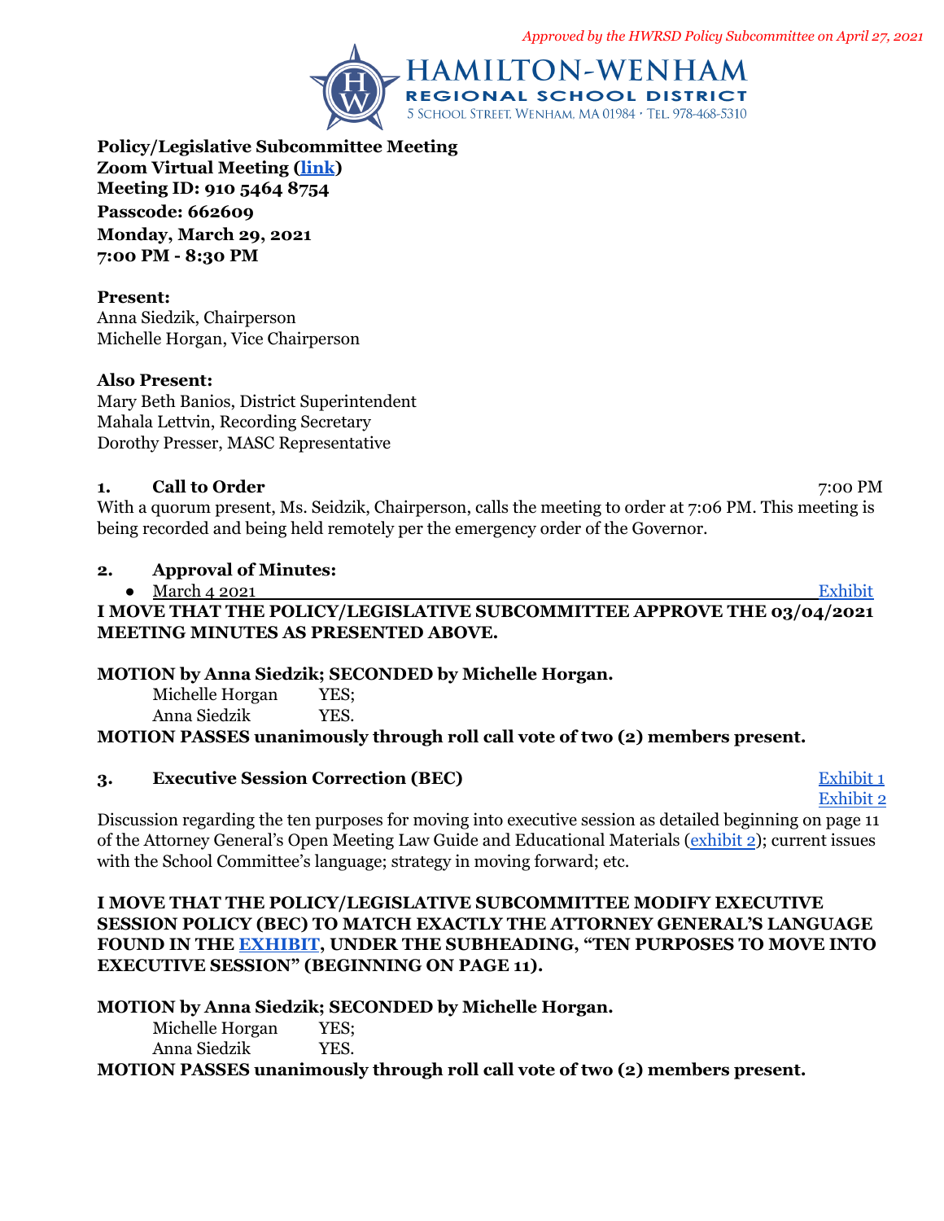*Approved by the HWRSD Policy Subcommittee on April 27, 2021*

**HAMILTON-WENHAM REGIONAL SCHOOL DISTRICT**
5 School Street, Wenham, MA 01984 · Tel. 978-468-5310

**Policy/Legislative Subcommittee Meeting**
**Zoom Virtual Meeting (link)**
**Meeting ID: 910 5464 8754**
**Passcode: 662609**
**Monday, March 29, 2021**
**7:00 PM - 8:30 PM**

**Present:**
Anna Siedzik, Chairperson
Michelle Horgan, Vice Chairperson

**Also Present:**
Mary Beth Banios, District Superintendent
Mahala Lettvin, Recording Secretary
Dorothy Presser, MASC Representative

**1. Call to Order** 7:00 PM

With a quorum present, Ms. Seidzik, Chairperson, calls the meeting to order at 7:06 PM. This meeting is being recorded and being held remotely per the emergency order of the Governor.

**2. Approval of Minutes:**

- March 4 2021 Exhibit

**I MOVE THAT THE POLICY/LEGISLATIVE SUBCOMMITTEE APPROVE THE 03/04/2021 MEETING MINUTES AS PRESENTED ABOVE.**

**MOTION by Anna Siedzik; SECONDED by Michelle Horgan.**

Michelle Horgan YES;
Anna Siedzik YES.

**MOTION PASSES unanimously through roll call vote of two (2) members present.**

**3. Executive Session Correction (BEC)** Exhibit 1 Exhibit 2

Discussion regarding the ten purposes for moving into executive session as detailed beginning on page 11 of the Attorney General's Open Meeting Law Guide and Educational Materials (exhibit 2); current issues with the School Committee's language; strategy in moving forward; etc.

**I MOVE THAT THE POLICY/LEGISLATIVE SUBCOMMITTEE MODIFY EXECUTIVE SESSION POLICY (BEC) TO MATCH EXACTLY THE ATTORNEY GENERAL'S LANGUAGE FOUND IN THE EXHIBIT, UNDER THE SUBHEADING, "TEN PURPOSES TO MOVE INTO EXECUTIVE SESSION" (BEGINNING ON PAGE 11).**

**MOTION by Anna Siedzik; SECONDED by Michelle Horgan.**

Michelle Horgan YES;
Anna Siedzik YES.

**MOTION PASSES unanimously through roll call vote of two (2) members present.**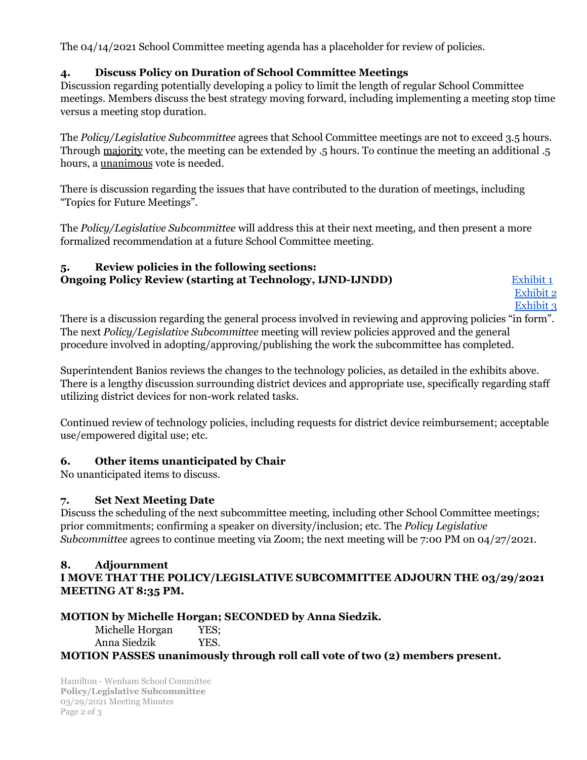The 04/14/2021 School Committee meeting agenda has a placeholder for review of policies.

### 4. Discuss Policy on Duration of School Committee Meetings

Discussion regarding potentially developing a policy to limit the length of regular School Committee meetings. Members discuss the best strategy moving forward, including implementing a meeting stop time versus a meeting stop duration.

The *Policy/Legislative Subcommittee* agrees that School Committee meetings are not to exceed 3.5 hours. Through majority vote, the meeting can be extended by .5 hours. To continue the meeting an additional .5 hours, a unanimous vote is needed.

There is discussion regarding the issues that have contributed to the duration of meetings, including "Topics for Future Meetings".

The *Policy/Legislative Subcommittee* will address this at their next meeting, and then present a more formalized recommendation at a future School Committee meeting.

### 5. Review policies in the following sections:
**Ongoing Policy Review (starting at Technology, IJND-IJNDD)**

Exhibit 1
Exhibit 2
Exhibit 3

There is a discussion regarding the general process involved in reviewing and approving policies "in form". The next *Policy/Legislative Subcommittee* meeting will review policies approved and the general procedure involved in adopting/approving/publishing the work the subcommittee has completed.

Superintendent Banios reviews the changes to the technology policies, as detailed in the exhibits above. There is a lengthy discussion surrounding district devices and appropriate use, specifically regarding staff utilizing district devices for non-work related tasks.

Continued review of technology policies, including requests for district device reimbursement; acceptable use/empowered digital use; etc.

### 6. Other items unanticipated by Chair

No unanticipated items to discuss.

### 7. Set Next Meeting Date

Discuss the scheduling of the next subcommittee meeting, including other School Committee meetings; prior commitments; confirming a speaker on diversity/inclusion; etc. The *Policy Legislative Subcommittee* agrees to continue meeting via Zoom; the next meeting will be 7:00 PM on 04/27/2021.

### 8. Adjournment

**I MOVE THAT THE POLICY/LEGISLATIVE SUBCOMMITTEE ADJOURN THE 03/29/2021 MEETING AT 8:35 PM.**

**MOTION by Michelle Horgan; SECONDED by Anna Siedzik.**

Michelle Horgan YES;
Anna Siedzik YES.

**MOTION PASSES unanimously through roll call vote of two (2) members present.**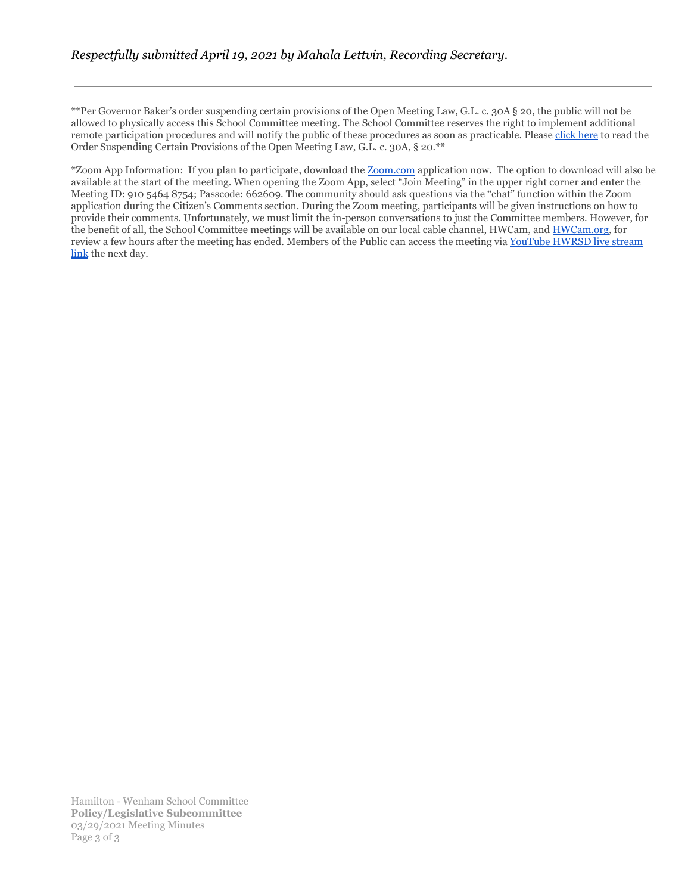*Respectfully submitted April 19, 2021 by Mahala Lettvin, Recording Secretary.*

---

**Per Governor Baker's order suspending certain provisions of the Open Meeting Law, G.L. c. 30A § 20, the public will not be allowed to physically access this School Committee meeting. The School Committee reserves the right to implement additional remote participation procedures and will notify the public of these procedures as soon as practicable. Please [click here]() to read the Order Suspending Certain Provisions of the Open Meeting Law, G.L. c. 30A, § 20.**

*Zoom App Information: If you plan to participate, download the [Zoom.com]() application now. The option to download will also be available at the start of the meeting. When opening the Zoom App, select "Join Meeting" in the upper right corner and enter the Meeting ID: 910 5464 8754; Passcode: 662609. The community should ask questions via the "chat" function within the Zoom application during the Citizen's Comments section. During the Zoom meeting, participants will be given instructions on how to provide their comments. Unfortunately, we must limit the in-person conversations to just the Committee members. However, for the benefit of all, the School Committee meetings will be available on our local cable channel, HWCam, and [HWCam.org](), for review a few hours after the meeting has ended. Members of the Public can access the meeting via [YouTube HWRSD live stream link]() the next day.